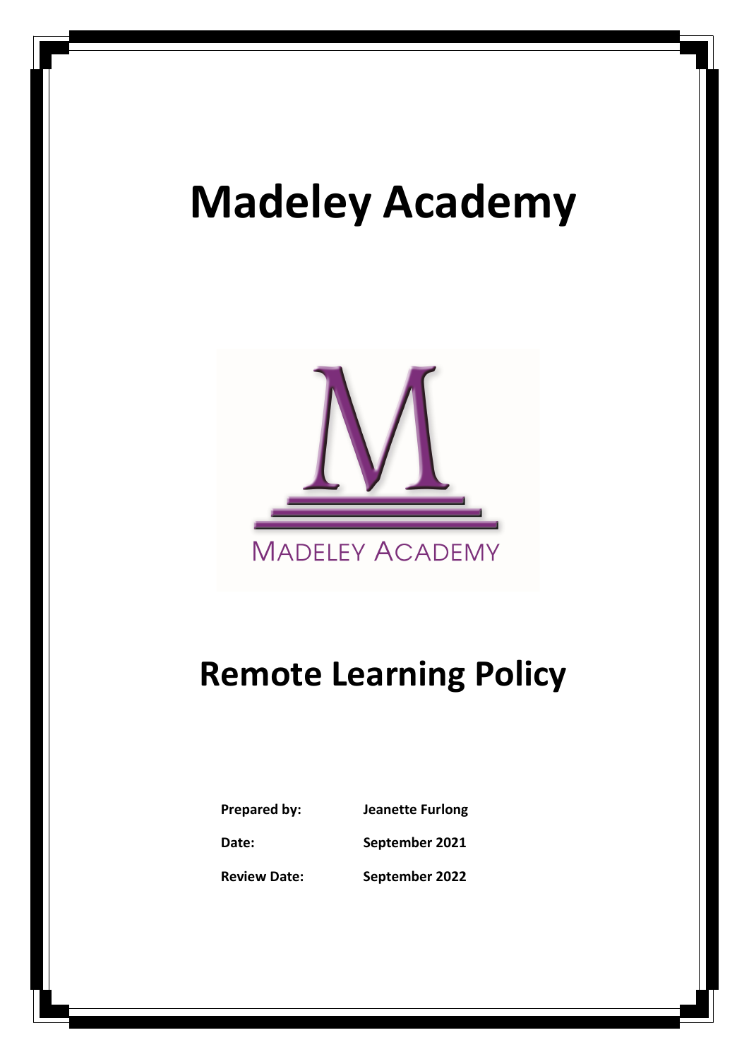# Madeley Academy

# Remote Learning Policy

**Prepared by:** **Jeanette Furlong**

**Date:** **September 2021**

**Review Date:** **September 2022**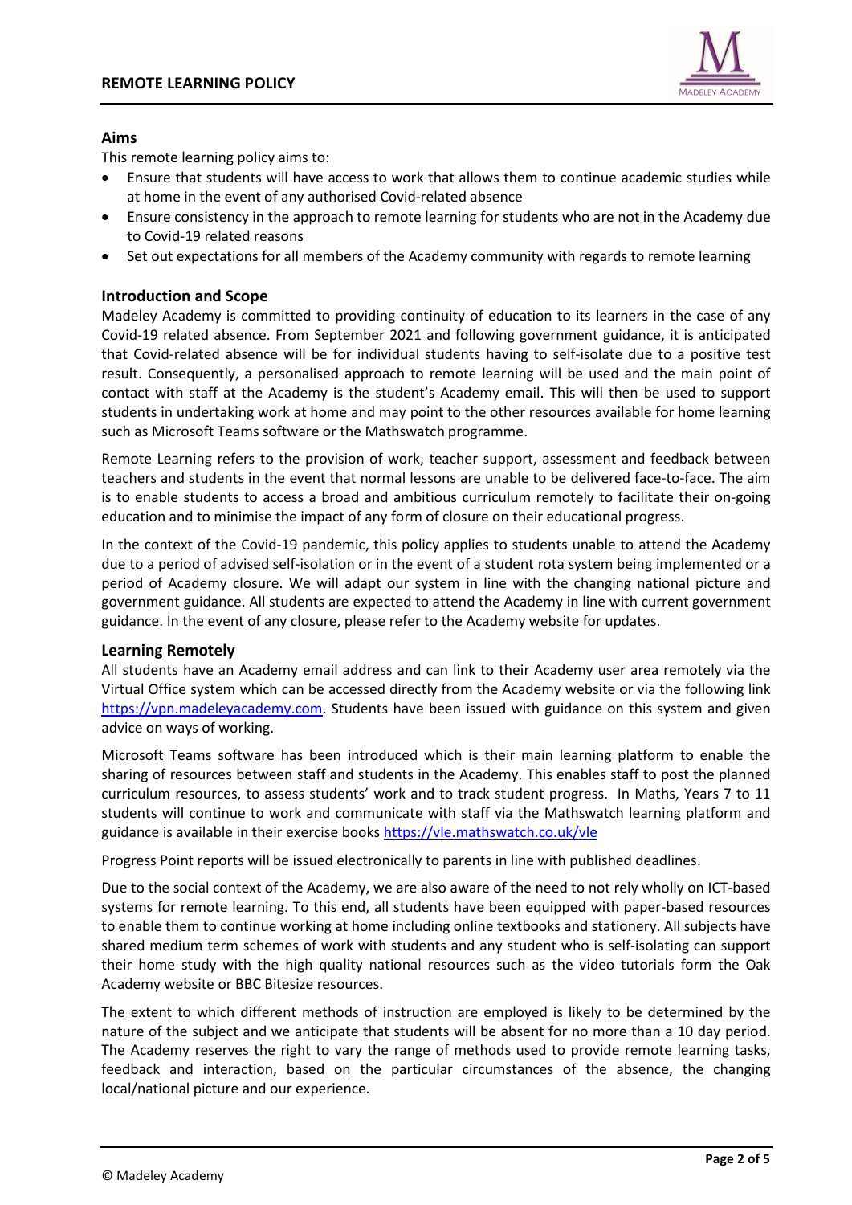## Aims

This remote learning policy aims to:

- Ensure that students will have access to work that allows them to continue academic studies while at home in the event of any authorised Covid-related absence
- Ensure consistency in the approach to remote learning for students who are not in the Academy due to Covid-19 related reasons
- Set out expectations for all members of the Academy community with regards to remote learning

## Introduction and Scope

Madeley Academy is committed to providing continuity of education to its learners in the case of any Covid-19 related absence. From September 2021 and following government guidance, it is anticipated that Covid-related absence will be for individual students having to self-isolate due to a positive test result. Consequently, a personalised approach to remote learning will be used and the main point of contact with staff at the Academy is the student's Academy email. This will then be used to support students in undertaking work at home and may point to the other resources available for home learning such as Microsoft Teams software or the Mathswatch programme.

Remote Learning refers to the provision of work, teacher support, assessment and feedback between teachers and students in the event that normal lessons are unable to be delivered face-to-face. The aim is to enable students to access a broad and ambitious curriculum remotely to facilitate their on-going education and to minimise the impact of any form of closure on their educational progress.

In the context of the Covid-19 pandemic, this policy applies to students unable to attend the Academy due to a period of advised self-isolation or in the event of a student rota system being implemented or a period of Academy closure. We will adapt our system in line with the changing national picture and government guidance. All students are expected to attend the Academy in line with current government guidance. In the event of any closure, please refer to the Academy website for updates.

## Learning Remotely

All students have an Academy email address and can link to their Academy user area remotely via the Virtual Office system which can be accessed directly from the Academy website or via the following link https://vpn.madeleyacademy.com. Students have been issued with guidance on this system and given advice on ways of working.

Microsoft Teams software has been introduced which is their main learning platform to enable the sharing of resources between staff and students in the Academy. This enables staff to post the planned curriculum resources, to assess students' work and to track student progress. In Maths, Years 7 to 11 students will continue to work and communicate with staff via the Mathswatch learning platform and guidance is available in their exercise books https://vle.mathswatch.co.uk/vle

Progress Point reports will be issued electronically to parents in line with published deadlines.

Due to the social context of the Academy, we are also aware of the need to not rely wholly on ICT-based systems for remote learning. To this end, all students have been equipped with paper-based resources to enable them to continue working at home including online textbooks and stationery. All subjects have shared medium term schemes of work with students and any student who is self-isolating can support their home study with the high quality national resources such as the video tutorials form the Oak Academy website or BBC Bitesize resources.

The extent to which different methods of instruction are employed is likely to be determined by the nature of the subject and we anticipate that students will be absent for no more than a 10 day period. The Academy reserves the right to vary the range of methods used to provide remote learning tasks, feedback and interaction, based on the particular circumstances of the absence, the changing local/national picture and our experience.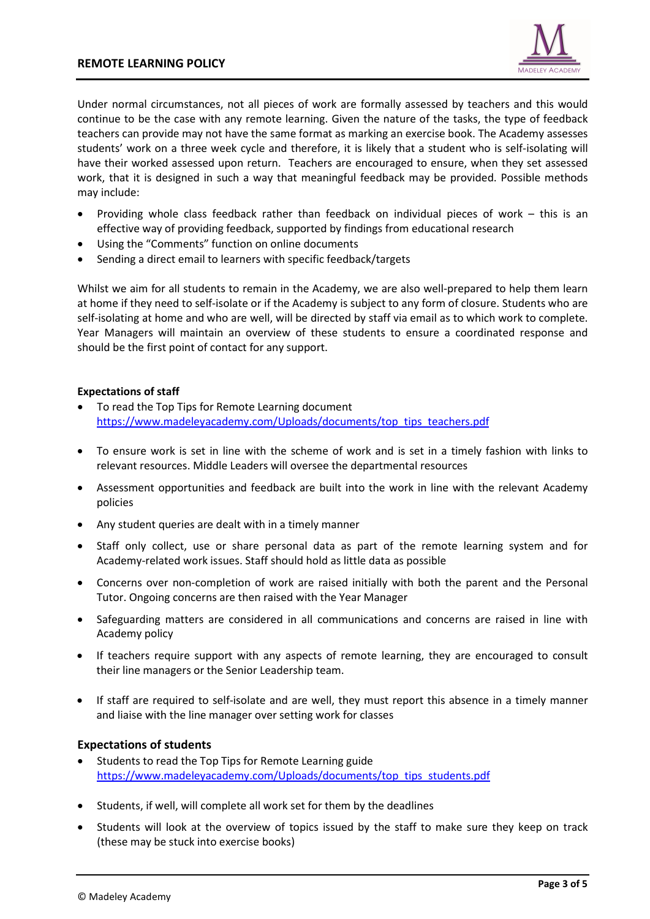Under normal circumstances, not all pieces of work are formally assessed by teachers and this would continue to be the case with any remote learning. Given the nature of the tasks, the type of feedback teachers can provide may not have the same format as marking an exercise book. The Academy assesses students' work on a three week cycle and therefore, it is likely that a student who is self-isolating will have their worked assessed upon return. Teachers are encouraged to ensure, when they set assessed work, that it is designed in such a way that meaningful feedback may be provided. Possible methods may include:

- Providing whole class feedback rather than feedback on individual pieces of work – this is an effective way of providing feedback, supported by findings from educational research
- Using the "Comments" function on online documents
- Sending a direct email to learners with specific feedback/targets

Whilst we aim for all students to remain in the Academy, we are also well-prepared to help them learn at home if they need to self-isolate or if the Academy is subject to any form of closure. Students who are self-isolating at home and who are well, will be directed by staff via email as to which work to complete. Year Managers will maintain an overview of these students to ensure a coordinated response and should be the first point of contact for any support.

**Expectations of staff**

- To read the Top Tips for Remote Learning document https://www.madeleyacademy.com/Uploads/documents/top_tips_teachers.pdf
- To ensure work is set in line with the scheme of work and is set in a timely fashion with links to relevant resources. Middle Leaders will oversee the departmental resources
- Assessment opportunities and feedback are built into the work in line with the relevant Academy policies
- Any student queries are dealt with in a timely manner
- Staff only collect, use or share personal data as part of the remote learning system and for Academy-related work issues. Staff should hold as little data as possible
- Concerns over non-completion of work are raised initially with both the parent and the Personal Tutor. Ongoing concerns are then raised with the Year Manager
- Safeguarding matters are considered in all communications and concerns are raised in line with Academy policy
- If teachers require support with any aspects of remote learning, they are encouraged to consult their line managers or the Senior Leadership team.
- If staff are required to self-isolate and are well, they must report this absence in a timely manner and liaise with the line manager over setting work for classes

### Expectations of students

- Students to read the Top Tips for Remote Learning guide https://www.madeleyacademy.com/Uploads/documents/top_tips_students.pdf
- Students, if well, will complete all work set for them by the deadlines
- Students will look at the overview of topics issued by the staff to make sure they keep on track (these may be stuck into exercise books)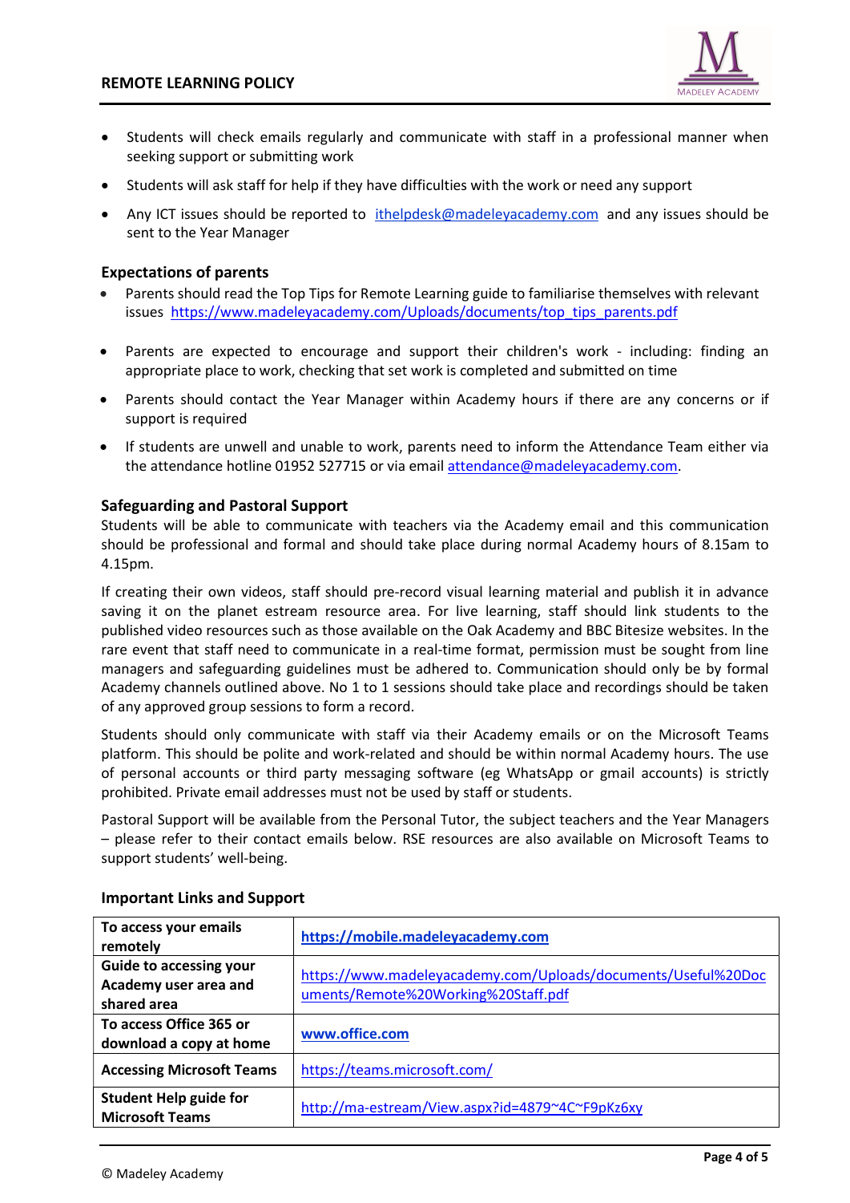- Students will check emails regularly and communicate with staff in a professional manner when seeking support or submitting work
- Students will ask staff for help if they have difficulties with the work or need any support
- Any ICT issues should be reported to ithelpdesk@madeleyacademy.com and any issues should be sent to the Year Manager

### Expectations of parents

- Parents should read the Top Tips for Remote Learning guide to familiarise themselves with relevant issues https://www.madeleyacademy.com/Uploads/documents/top_tips_parents.pdf
- Parents are expected to encourage and support their children's work - including: finding an appropriate place to work, checking that set work is completed and submitted on time
- Parents should contact the Year Manager within Academy hours if there are any concerns or if support is required
- If students are unwell and unable to work, parents need to inform the Attendance Team either via the attendance hotline 01952 527715 or via email attendance@madeleyacademy.com.

### Safeguarding and Pastoral Support

Students will be able to communicate with teachers via the Academy email and this communication should be professional and formal and should take place during normal Academy hours of 8.15am to 4.15pm.

If creating their own videos, staff should pre-record visual learning material and publish it in advance saving it on the planet estream resource area. For live learning, staff should link students to the published video resources such as those available on the Oak Academy and BBC Bitesize websites. In the rare event that staff need to communicate in a real-time format, permission must be sought from line managers and safeguarding guidelines must be adhered to. Communication should only be by formal Academy channels outlined above. No 1 to 1 sessions should take place and recordings should be taken of any approved group sessions to form a record.

Students should only communicate with staff via their Academy emails or on the Microsoft Teams platform. This should be polite and work-related and should be within normal Academy hours. The use of personal accounts or third party messaging software (eg WhatsApp or gmail accounts) is strictly prohibited. Private email addresses must not be used by staff or students.

Pastoral Support will be available from the Personal Tutor, the subject teachers and the Year Managers – please refer to their contact emails below. RSE resources are also available on Microsoft Teams to support students' well-being.

### Important Links and Support

| | |
|---|---|
| **To access your emails remotely** | **https://mobile.madeleyacademy.com** |
| **Guide to accessing your Academy user area and shared area** | https://www.madeleyacademy.com/Uploads/documents/Useful%20Documents/Remote%20Working%20Staff.pdf |
| **To access Office 365 or download a copy at home** | **www.office.com** |
| **Accessing Microsoft Teams** | https://teams.microsoft.com/ |
| **Student Help guide for Microsoft Teams** | http://ma-estream/View.aspx?id=4879~4C~F9pKz6xy |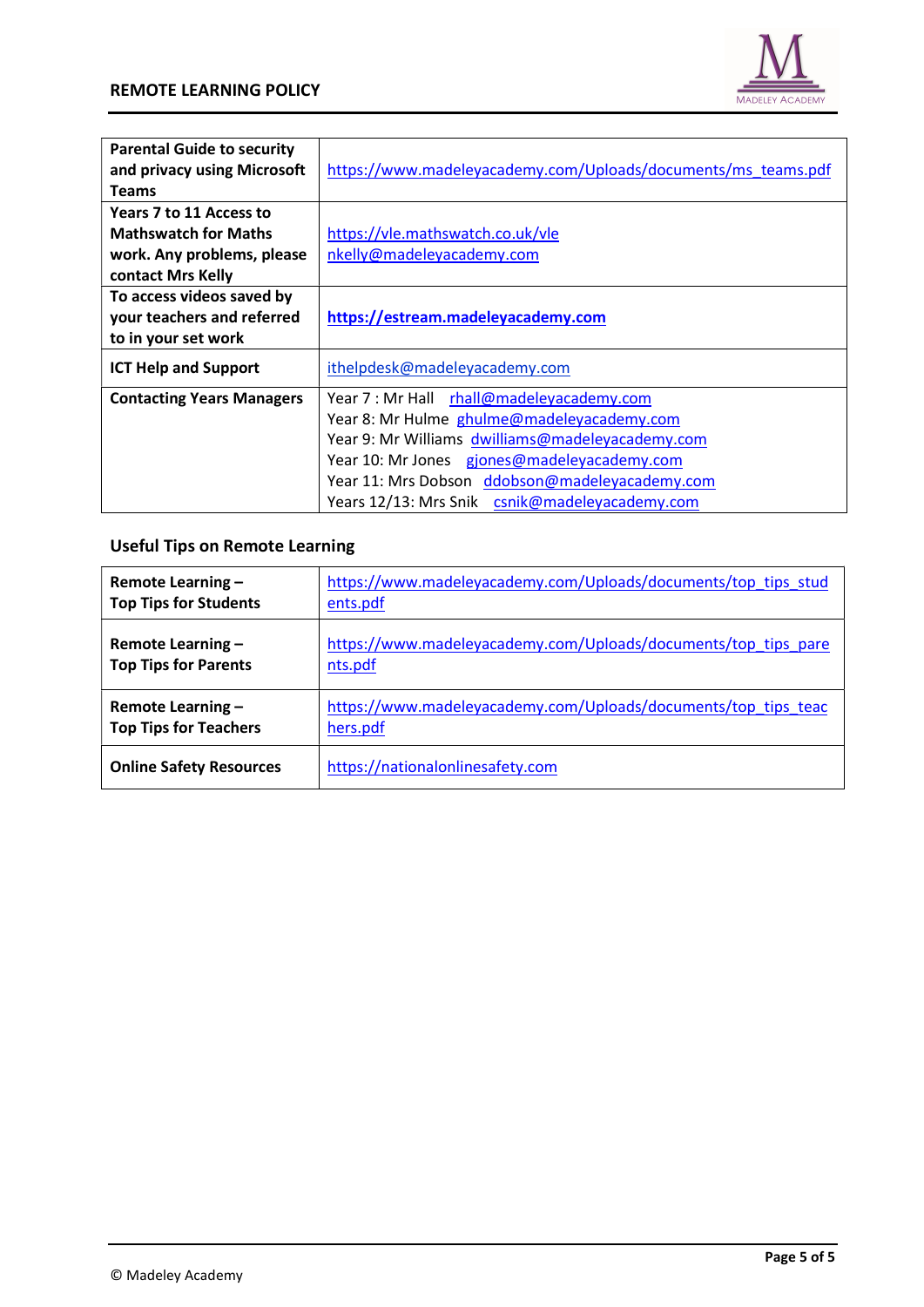| | |
|---|---|
| **Parental Guide to security and privacy using Microsoft Teams** | https://www.madeleyacademy.com/Uploads/documents/ms_teams.pdf |
| **Years 7 to 11 Access to Mathswatch for Maths work. Any problems, please contact Mrs Kelly** | https://vle.mathswatch.co.uk/vle<br>nkelly@madeleyacademy.com |
| **To access videos saved by your teachers and referred to in your set work** | **https://estream.madeleyacademy.com** |
| **ICT Help and Support** | ithelpdesk@madeleyacademy.com |
| **Contacting Years Managers** | Year 7 : Mr Hall rhall@madeleyacademy.com<br>Year 8: Mr Hulme ghulme@madeleyacademy.com<br>Year 9: Mr Williams dwilliams@madeleyacademy.com<br>Year 10: Mr Jones gjones@madeleyacademy.com<br>Year 11: Mrs Dobson ddobson@madeleyacademy.com<br>Years 12/13: Mrs Snik csnik@madeleyacademy.com |

## Useful Tips on Remote Learning

| | |
|---|---|
| **Remote Learning – Top Tips for Students** | https://www.madeleyacademy.com/Uploads/documents/top_tips_students.pdf |
| **Remote Learning – Top Tips for Parents** | https://www.madeleyacademy.com/Uploads/documents/top_tips_parents.pdf |
| **Remote Learning – Top Tips for Teachers** | https://www.madeleyacademy.com/Uploads/documents/top_tips_teachers.pdf |
| **Online Safety Resources** | https://nationalonlinesafety.com |